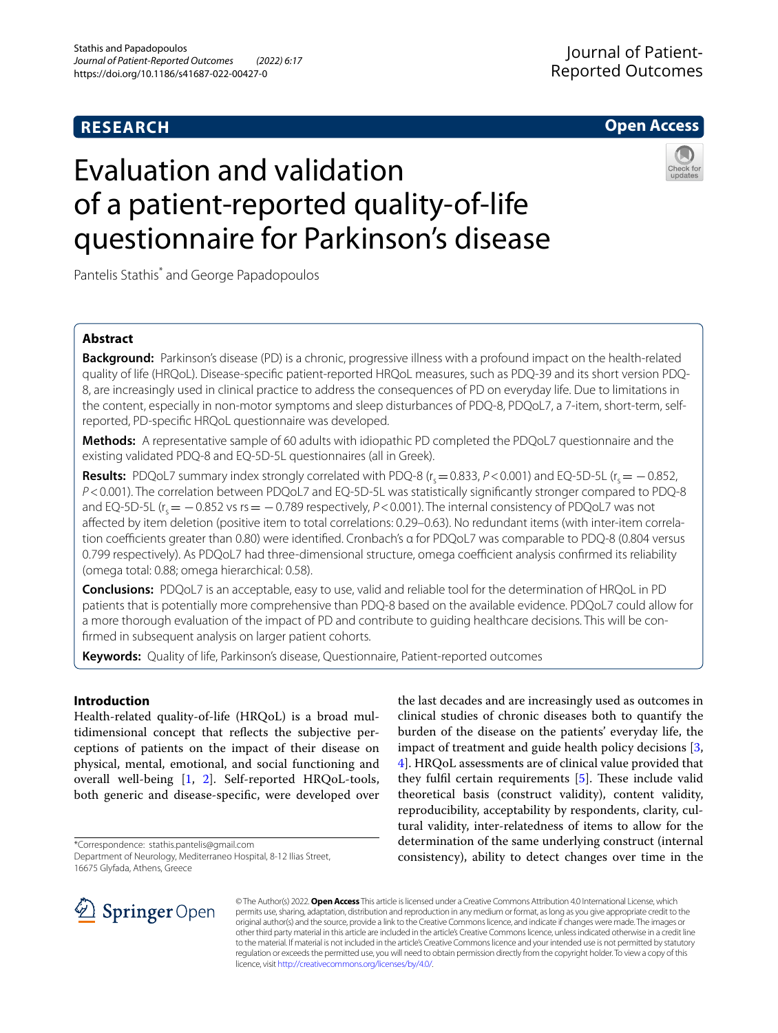RESEARCH

Open Access

# Evaluation and validation of a patient-reported quality-of-life questionnaire for Parkinson's disease

Pantelis Stathis* and George Papadopoulos

## Abstract

**Background:** Parkinson's disease (PD) is a chronic, progressive illness with a profound impact on the health-related quality of life (HRQoL). Disease-specific patient-reported HRQoL measures, such as PDQ-39 and its short version PDQ-8, are increasingly used in clinical practice to address the consequences of PD on everyday life. Due to limitations in the content, especially in non-motor symptoms and sleep disturbances of PDQ-8, PDQoL7, a 7-item, short-term, self-reported, PD-specific HRQoL questionnaire was developed.

**Methods:** A representative sample of 60 adults with idiopathic PD completed the PDQoL7 questionnaire and the existing validated PDQ-8 and EQ-5D-5L questionnaires (all in Greek).

**Results:** PDQoL7 summary index strongly correlated with PDQ-8 ($r_s = 0.833$, $P < 0.001$) and EQ-5D-5L ($r_s = -0.852$, $P < 0.001$). The correlation between PDQoL7 and EQ-5D-5L was statistically significantly stronger compared to PDQ-8 and EQ-5D-5L ($r_s = -0.852$ vs $rs = -0.789$ respectively, $P < 0.001$). The internal consistency of PDQoL7 was not affected by item deletion (positive item to total correlations: 0.29–0.63). No redundant items (with inter-item correlation coefficients greater than 0.80) were identified. Cronbach's α for PDQoL7 was comparable to PDQ-8 (0.804 versus 0.799 respectively). As PDQoL7 had three-dimensional structure, omega coefficient analysis confirmed its reliability (omega total: 0.88; omega hierarchical: 0.58).

**Conclusions:** PDQoL7 is an acceptable, easy to use, valid and reliable tool for the determination of HRQoL in PD patients that is potentially more comprehensive than PDQ-8 based on the available evidence. PDQoL7 could allow for a more thorough evaluation of the impact of PD and contribute to guiding healthcare decisions. This will be confirmed in subsequent analysis on larger patient cohorts.

**Keywords:** Quality of life, Parkinson's disease, Questionnaire, Patient-reported outcomes

## Introduction

Health-related quality-of-life (HRQoL) is a broad multidimensional concept that reflects the subjective perceptions of patients on the impact of their disease on physical, mental, emotional, and social functioning and overall well-being [1, 2]. Self-reported HRQoL-tools, both generic and disease-specific, were developed over the last decades and are increasingly used as outcomes in clinical studies of chronic diseases both to quantify the burden of the disease on the patients' everyday life, the impact of treatment and guide health policy decisions [3, 4]. HRQoL assessments are of clinical value provided that they fulfil certain requirements [5]. These include valid theoretical basis (construct validity), content validity, reproducibility, acceptability by respondents, clarity, cultural validity, inter-relatedness of items to allow for the determination of the same underlying construct (internal consistency), ability to detect changes over time in the

*Correspondence: stathis.pantelis@gmail.com
Department of Neurology, Mediterraneo Hospital, 8-12 Ilias Street, 16675 Glyfada, Athens, Greece

© The Author(s) 2022. **Open Access** This article is licensed under a Creative Commons Attribution 4.0 International License, which permits use, sharing, adaptation, distribution and reproduction in any medium or format, as long as you give appropriate credit to the original author(s) and the source, provide a link to the Creative Commons licence, and indicate if changes were made. The images or other third party material in this article are included in the article's Creative Commons licence, unless indicated otherwise in a credit line to the material. If material is not included in the article's Creative Commons licence and your intended use is not permitted by statutory regulation or exceeds the permitted use, you will need to obtain permission directly from the copyright holder. To view a copy of this licence, visit http://creativecommons.org/licenses/by/4.0/.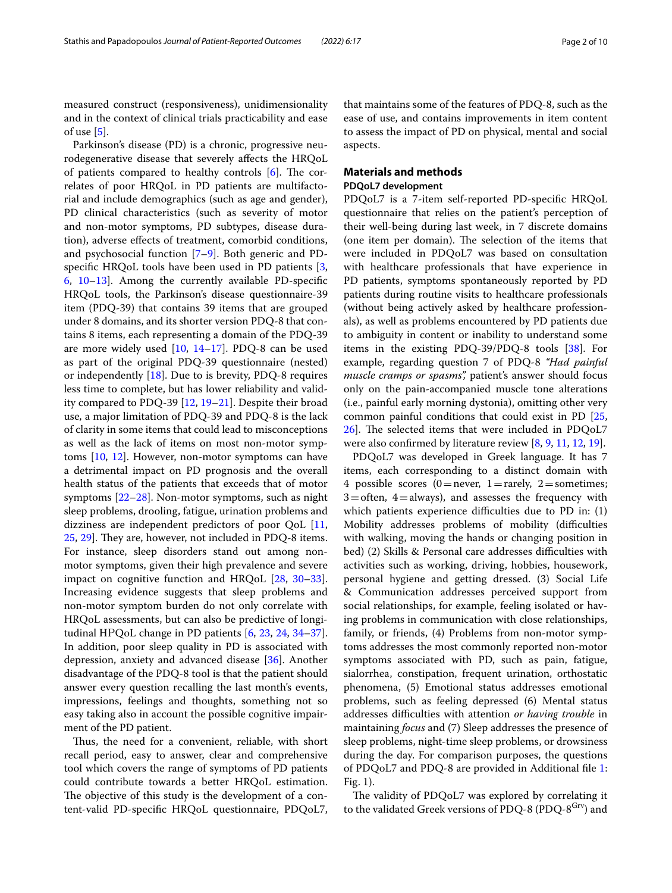measured construct (responsiveness), unidimensionality and in the context of clinical trials practicability and ease of use [5].

Parkinson's disease (PD) is a chronic, progressive neurodegenerative disease that severely affects the HRQoL of patients compared to healthy controls [6]. The correlates of poor HRQoL in PD patients are multifactorial and include demographics (such as age and gender), PD clinical characteristics (such as severity of motor and non-motor symptoms, PD subtypes, disease duration), adverse effects of treatment, comorbid conditions, and psychosocial function [7–9]. Both general and PD-specific HRQoL tools have been used in PD patients [3, 6, 10–13]. Among the currently available PD-specific HRQoL tools, the Parkinson's disease questionnaire-39 item (PDQ-39) that contains 39 items that are grouped under 8 domains, and its shorter version PDQ-8 that contains 8 items, each representing a domain of the PDQ-39 are more widely used [10, 14–17]. PDQ-8 can be used as part of the original PDQ-39 questionnaire (nested) or independently [18]. Due to is brevity, PDQ-8 requires less time to complete, but has lower reliability and validity compared to PDQ-39 [12, 19–21]. Despite their broad use, a major limitation of PDQ-39 and PDQ-8 is the lack of clarity in some items that could lead to misconceptions as well as the lack of items on most non-motor symptoms [10, 12]. However, non-motor symptoms can have a detrimental impact on PD prognosis and the overall health status of the patients that exceeds that of motor symptoms [22–28]. Non-motor symptoms, such as night sleep problems, drooling, fatigue, urination problems and dizziness are independent predictors of poor QoL [11, 25, 29]. They are, however, not included in PDQ-8 items. For instance, sleep disorders stand out among non-motor symptoms, given their high prevalence and severe impact on cognitive function and HRQoL [28, 30–33]. Increasing evidence suggests that sleep problems and non-motor symptom burden do not only correlate with HRQoL assessments, but can also be predictive of longitudinal HPQoL change in PD patients [6, 23, 24, 34–37]. In addition, poor sleep quality in PD is associated with depression, anxiety and advanced disease [36]. Another disadvantage of the PDQ-8 tool is that the patient should answer every question recalling the last month's events, impressions, feelings and thoughts, something not so easy taking also in account the possible cognitive impairment of the PD patient.

Thus, the need for a convenient, reliable, with short recall period, easy to answer, clear and comprehensive tool which covers the range of symptoms of PD patients could contribute towards a better HRQoL estimation. The objective of this study is the development of a content-valid PD-specific HRQoL questionnaire, PDQoL7, that maintains some of the features of PDQ-8, such as the ease of use, and contains improvements in item content to assess the impact of PD on physical, mental and social aspects.

## Materials and methods

### PDQoL7 development

PDQoL7 is a 7-item self-reported PD-specific HRQoL questionnaire that relies on the patient's perception of their well-being during last week, in 7 discrete domains (one item per domain). The selection of the items that were included in PDQoL7 was based on consultation with healthcare professionals that have experience in PD patients, symptoms spontaneously reported by PD patients during routine visits to healthcare professionals (without being actively asked by healthcare professionals), as well as problems encountered by PD patients due to ambiguity in content or inability to understand some items in the existing PDQ-39/PDQ-8 tools [38]. For example, regarding question 7 of PDQ-8 *"Had painful muscle cramps or spasms"*, patient's answer should focus only on the pain-accompanied muscle tone alterations (i.e., painful early morning dystonia), omitting other very common painful conditions that could exist in PD [25, 26]. The selected items that were included in PDQoL7 were also confirmed by literature review [8, 9, 11, 12, 19].

PDQoL7 was developed in Greek language. It has 7 items, each corresponding to a distinct domain with 4 possible scores (0 = never, 1 = rarely, 2 = sometimes; 3 = often, 4 = always), and assesses the frequency with which patients experience difficulties due to PD in: (1) Mobility addresses problems of mobility (difficulties with walking, moving the hands or changing position in bed) (2) Skills & Personal care addresses difficulties with activities such as working, driving, hobbies, housework, personal hygiene and getting dressed. (3) Social Life & Communication addresses perceived support from social relationships, for example, feeling isolated or having problems in communication with close relationships, family, or friends, (4) Problems from non-motor symptoms addresses the most commonly reported non-motor symptoms associated with PD, such as pain, fatigue, sialorrhea, constipation, frequent urination, orthostatic phenomena, (5) Emotional status addresses emotional problems, such as feeling depressed (6) Mental status addresses difficulties with attention *or having trouble* in maintaining *focus* and (7) Sleep addresses the presence of sleep problems, night-time sleep problems, or drowsiness during the day. For comparison purposes, the questions of PDQoL7 and PDQ-8 are provided in Additional file 1: Fig. 1).

The validity of PDQoL7 was explored by correlating it to the validated Greek versions of PDQ-8 (PDQ-8$^{Grv}$) and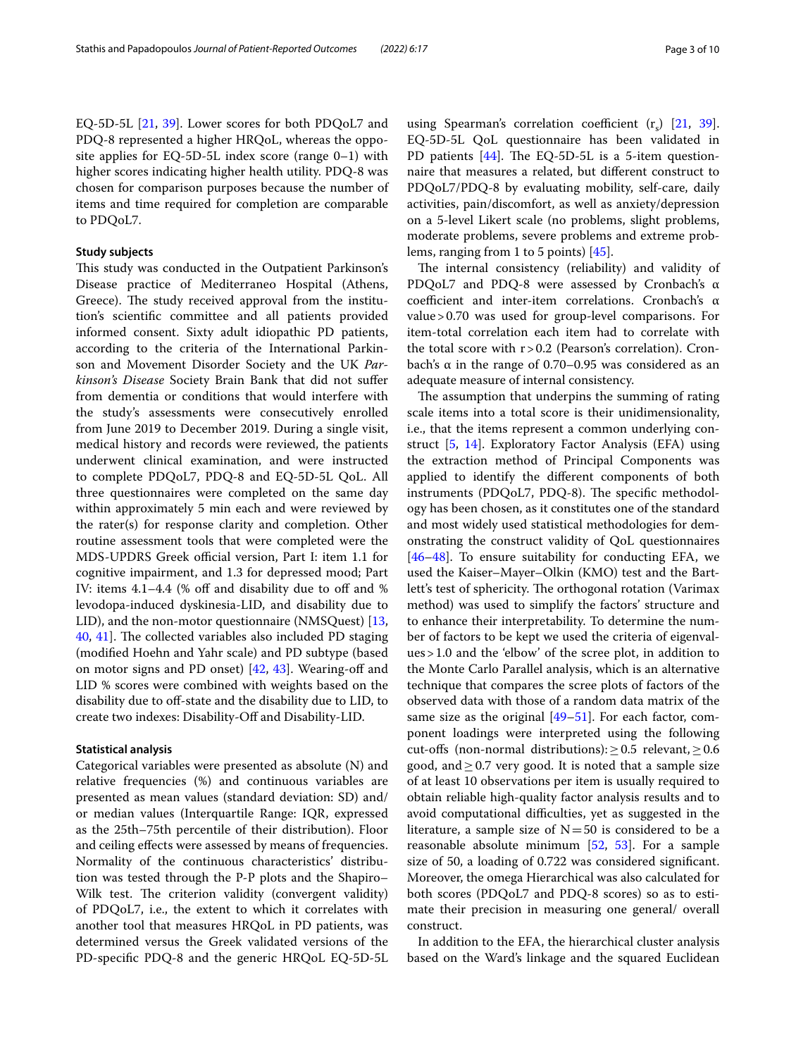EQ-5D-5L [21, 39]. Lower scores for both PDQoL7 and PDQ-8 represented a higher HRQoL, whereas the opposite applies for EQ-5D-5L index score (range 0–1) with higher scores indicating higher health utility. PDQ-8 was chosen for comparison purposes because the number of items and time required for completion are comparable to PDQoL7.

### Study subjects

This study was conducted in the Outpatient Parkinson's Disease practice of Mediterraneo Hospital (Athens, Greece). The study received approval from the institution's scientific committee and all patients provided informed consent. Sixty adult idiopathic PD patients, according to the criteria of the International Parkinson and Movement Disorder Society and the UK *Parkinson's Disease* Society Brain Bank that did not suffer from dementia or conditions that would interfere with the study's assessments were consecutively enrolled from June 2019 to December 2019. During a single visit, medical history and records were reviewed, the patients underwent clinical examination, and were instructed to complete PDQoL7, PDQ-8 and EQ-5D-5L QoL. All three questionnaires were completed on the same day within approximately 5 min each and were reviewed by the rater(s) for response clarity and completion. Other routine assessment tools that were completed were the MDS-UPDRS Greek official version, Part I: item 1.1 for cognitive impairment, and 1.3 for depressed mood; Part IV: items 4.1–4.4 (% off and disability due to off and % levodopa-induced dyskinesia-LID, and disability due to LID), and the non-motor questionnaire (NMSQuest) [13, 40, 41]. The collected variables also included PD staging (modified Hoehn and Yahr scale) and PD subtype (based on motor signs and PD onset) [42, 43]. Wearing-off and LID % scores were combined with weights based on the disability due to off-state and the disability due to LID, to create two indexes: Disability-Off and Disability-LID.

### Statistical analysis

Categorical variables were presented as absolute (N) and relative frequencies (%) and continuous variables are presented as mean values (standard deviation: SD) and/or median values (Interquartile Range: IQR, expressed as the 25th–75th percentile of their distribution). Floor and ceiling effects were assessed by means of frequencies. Normality of the continuous characteristics' distribution was tested through the P-P plots and the Shapiro–Wilk test. The criterion validity (convergent validity) of PDQoL7, i.e., the extent to which it correlates with another tool that measures HRQoL in PD patients, was determined versus the Greek validated versions of the PD-specific PDQ-8 and the generic HRQoL EQ-5D-5L using Spearman's correlation coefficient ($r_s$) [21, 39]. EQ-5D-5L QoL questionnaire has been validated in PD patients [44]. The EQ-5D-5L is a 5-item questionnaire that measures a related, but different construct to PDQoL7/PDQ-8 by evaluating mobility, self-care, daily activities, pain/discomfort, as well as anxiety/depression on a 5-level Likert scale (no problems, slight problems, moderate problems, severe problems and extreme problems, ranging from 1 to 5 points) [45].

The internal consistency (reliability) and validity of PDQoL7 and PDQ-8 were assessed by Cronbach's α coefficient and inter-item correlations. Cronbach's α value > 0.70 was used for group-level comparisons. For item-total correlation each item had to correlate with the total score with r > 0.2 (Pearson's correlation). Cronbach's α in the range of 0.70–0.95 was considered as an adequate measure of internal consistency.

The assumption that underpins the summing of rating scale items into a total score is their unidimensionality, i.e., that the items represent a common underlying construct [5, 14]. Exploratory Factor Analysis (EFA) using the extraction method of Principal Components was applied to identify the different components of both instruments (PDQoL7, PDQ-8). The specific methodology has been chosen, as it constitutes one of the standard and most widely used statistical methodologies for demonstrating the construct validity of QoL questionnaires [46–48]. To ensure suitability for conducting EFA, we used the Kaiser–Mayer–Olkin (KMO) test and the Bartlett's test of sphericity. The orthogonal rotation (Varimax method) was used to simplify the factors' structure and to enhance their interpretability. To determine the number of factors to be kept we used the criteria of eigenvalues > 1.0 and the 'elbow' of the scree plot, in addition to the Monte Carlo Parallel analysis, which is an alternative technique that compares the scree plots of factors of the observed data with those of a random data matrix of the same size as the original [49–51]. For each factor, component loadings were interpreted using the following cut-offs (non-normal distributions): ≥ 0.5 relevant, ≥ 0.6 good, and ≥ 0.7 very good. It is noted that a sample size of at least 10 observations per item is usually required to obtain reliable high-quality factor analysis results and to avoid computational difficulties, yet as suggested in the literature, a sample size of N = 50 is considered to be a reasonable absolute minimum [52, 53]. For a sample size of 50, a loading of 0.722 was considered significant. Moreover, the omega Hierarchical was also calculated for both scores (PDQoL7 and PDQ-8 scores) so as to estimate their precision in measuring one general/ overall construct.

In addition to the EFA, the hierarchical cluster analysis based on the Ward's linkage and the squared Euclidean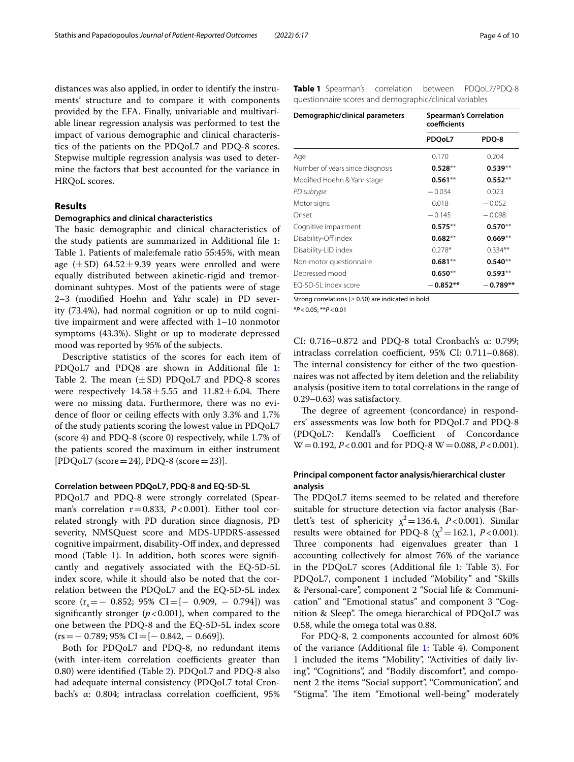distances was also applied, in order to identify the instruments' structure and to compare it with components provided by the EFA. Finally, univariable and multivariable linear regression analysis was performed to test the impact of various demographic and clinical characteristics of the patients on the PDQoL7 and PDQ-8 scores. Stepwise multiple regression analysis was used to determine the factors that best accounted for the variance in HRQoL scores.

## Results

### Demographics and clinical characteristics

The basic demographic and clinical characteristics of the study patients are summarized in Additional file 1: Table 1. Patients of male:female ratio 55:45%, with mean age (±SD) 64.52±9.39 years were enrolled and were equally distributed between akinetic-rigid and tremor-dominant subtypes. Most of the patients were of stage 2–3 (modified Hoehn and Yahr scale) in PD severity (73.4%), had normal cognition or up to mild cognitive impairment and were affected with 1–10 nonmotor symptoms (43.3%). Slight or up to moderate depressed mood was reported by 95% of the subjects.

Descriptive statistics of the scores for each item of PDQoL7 and PDQ8 are shown in Additional file 1: Table 2. The mean (±SD) PDQoL7 and PDQ-8 scores were respectively 14.58±5.55 and 11.82±6.04. There were no missing data. Furthermore, there was no evidence of floor or ceiling effects with only 3.3% and 1.7% of the study patients scoring the lowest value in PDQoL7 (score 4) and PDQ-8 (score 0) respectively, while 1.7% of the patients scored the maximum in either instrument [PDQoL7 (score=24), PDQ-8 (score=23)].

### Correlation between PDQoL7, PDQ-8 and EQ-5D-5L

PDQoL7 and PDQ-8 were strongly correlated (Spearman's correlation r=0.833, $P<0.001$). Either tool correlated strongly with PD duration since diagnosis, PD severity, NMSQuest score and MDS-UPDRS-assessed cognitive impairment, disability-Off index, and depressed mood (Table 1). In addition, both scores were significantly and negatively associated with the EQ-5D-5L index score, while it should also be noted that the correlation between the PDQoL7 and the EQ-5D-5L index score ($r_s=-0.852$; 95% CI=[−0.909, −0.794]) was significantly stronger ($p<0.001$), when compared to the one between the PDQ-8 and the EQ-5D-5L index score (rs=−0.789; 95% CI=[−0.842, −0.669]).

Both for PDQoL7 and PDQ-8, no redundant items (with inter-item correlation coefficients greater than 0.80) were identified (Table 2). PDQoL7 and PDQ-8 also had adequate internal consistency (PDQoL7 total Cronbach's α: 0.804; intraclass correlation coefficient, 95% CI: 0.716–0.872 and PDQ-8 total Cronbach's α: 0.799; intraclass correlation coefficient, 95% CI: 0.711–0.868). The internal consistency for either of the two questionnaires was not affected by item deletion and the reliability analysis (positive item to total correlations in the range of 0.29–0.63) was satisfactory.

The degree of agreement (concordance) in respondents' assessments was low both for PDQoL7 and PDQ-8 (PDQoL7: Kendall's Coefficient of Concordance W=0.192, $P<0.001$ and for PDQ-8 W=0.088, $P<0.001$).

**Table 1** Spearman's correlation between PDQoL7/PDQ-8 questionnaire scores and demographic/clinical variables

| Demographic/clinical parameters | Spearman's Correlation coefficients | |
|---|---|---|
| | PDQoL7 | PDQ-8 |
| Age | 0.170 | 0.204 |
| Number of years since diagnosis | **0.528**** | **0.539**** |
| Modified Hoehn & Yahr stage | **0.561**** | **0.552**** |
| *PD subtype* | −0.034 | 0.023 |
| Motor signs | 0.018 | −0.052 |
| Onset | −0.145 | −0.098 |
| Cognitive impairment | **0.575**** | **0.570**** |
| Disability-Off index | **0.682**** | **0.669**** |
| Disability-LID index | 0.278* | 0.334** |
| Non-motor questionnaire | **0.681**** | **0.540**** |
| Depressed mood | **0.650**** | **0.593**** |
| EQ-5D-5L index score | **−0.852**** | **−0.789**** |

Strong correlations (≥0.50) are indicated in bold

*$P<0.05$; **$P<0.01$

### Principal component factor analysis/hierarchical cluster analysis

The PDQoL7 items seemed to be related and therefore suitable for structure detection via factor analysis (Bartlett's test of sphericity $\chi^2=136.4$, $P<0.001$). Similar results were obtained for PDQ-8 ($\chi^2=162.1$, $P<0.001$). Three components had eigenvalues greater than 1 accounting collectively for almost 76% of the variance in the PDQoL7 scores (Additional file 1: Table 3). For PDQoL7, component 1 included "Mobility" and "Skills & Personal-care", component 2 "Social life & Communication" and "Emotional status" and component 3 "Cognition & Sleep". The omega hierarchical of PDQoL7 was 0.58, while the omega total was 0.88.

For PDQ-8, 2 components accounted for almost 60% of the variance (Additional file 1: Table 4). Component 1 included the items "Mobility", "Activities of daily living", "Cognitions", and "Bodily discomfort", and component 2 the items "Social support", "Communication", and "Stigma". The item "Emotional well-being" moderately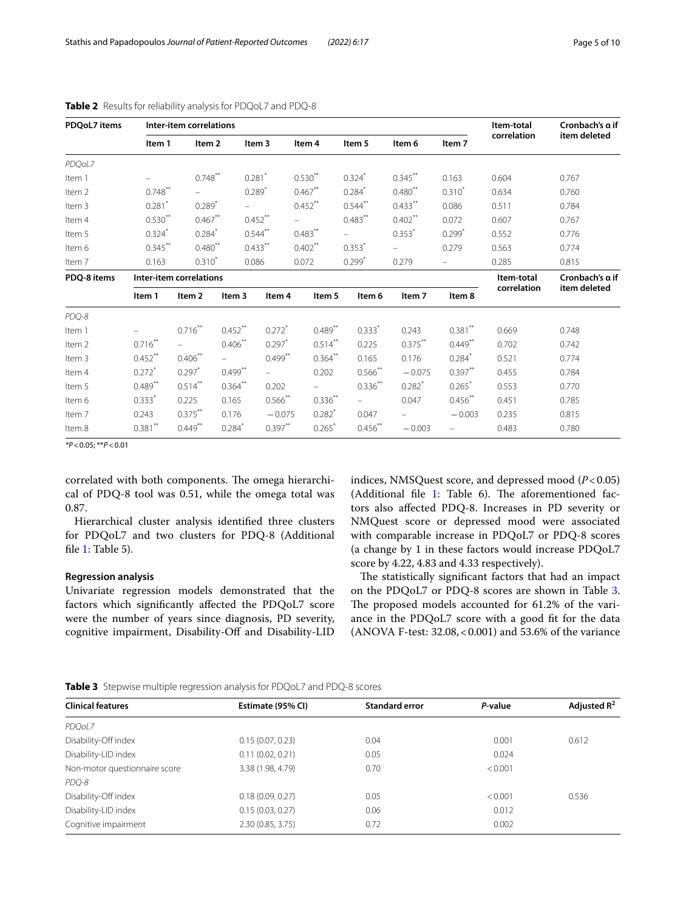**Table 2** Results for reliability analysis for PDQoL7 and PDQ-8

| PDQoL7 items | Inter-item correlations | | | | | | | Item-total correlation | Cronbach's α if item deleted |
|---|---|---|---|---|---|---|---|---|---|
| | Item 1 | Item 2 | Item 3 | Item 4 | Item 5 | Item 6 | Item 7 | | |
| *PDQoL7* | | | | | | | | | |
| Item 1 | – | 0.748** | 0.281* | 0.530** | 0.324* | 0.345** | 0.163 | 0.604 | 0.767 |
| Item 2 | 0.748** | – | 0.289* | 0.467** | 0.284* | 0.480** | 0.310* | 0.634 | 0.760 |
| Item 3 | 0.281* | 0.289* | – | 0.452** | 0.544** | 0.433** | 0.086 | 0.511 | 0.784 |
| Item 4 | 0.530** | 0.467** | 0.452** | – | 0.483** | 0.402** | 0.072 | 0.607 | 0.767 |
| Item 5 | 0.324* | 0.284* | 0.544** | 0.483** | – | 0.353* | 0.299* | 0.552 | 0.776 |
| Item 6 | 0.345** | 0.480** | 0.433** | 0.402** | 0.353* | – | 0.279 | 0.563 | 0.774 |
| Item 7 | 0.163 | 0.310* | 0.086 | 0.072 | 0.299* | 0.279 | – | 0.285 | 0.815 |

| PDQ-8 items | Inter-item correlations | | | | | | | | Item-total correlation | Cronbach's α if item deleted |
|---|---|---|---|---|---|---|---|---|---|---|
| | Item 1 | Item 2 | Item 3 | Item 4 | Item 5 | Item 6 | Item 7 | Item 8 | | |
| *PDQ-8* | | | | | | | | | | |
| Item 1 | – | 0.716** | 0.452** | 0.272* | 0.489** | 0.333* | 0.243 | 0.381** | 0.669 | 0.748 |
| Item 2 | 0.716** | – | 0.406** | 0.297* | 0.514** | 0.225 | 0.375** | 0.449** | 0.702 | 0.742 |
| Item 3 | 0.452** | 0.406** | – | 0.499** | 0.364** | 0.165 | 0.176 | 0.284* | 0.521 | 0.774 |
| Item 4 | 0.272* | 0.297* | 0.499** | – | 0.202 | 0.566** | −0.075 | 0.397** | 0.455 | 0.784 |
| Item 5 | 0.489** | 0.514** | 0.364** | 0.202 | – | 0.336** | 0.282* | 0.265* | 0.553 | 0.770 |
| Item 6 | 0.333* | 0.225 | 0.165 | 0.566** | 0.336** | – | 0.047 | 0.456** | 0.451 | 0.785 |
| Item 7 | 0.243 | 0.375** | 0.176 | −0.075 | 0.282* | 0.047 | – | −0.003 | 0.235 | 0.815 |
| Item 8 | 0.381** | 0.449** | 0.284* | 0.397** | 0.265* | 0.456** | −0.003 | – | 0.483 | 0.780 |

*$P<0.05$; **$P<0.01$

correlated with both components. The omega hierarchical of PDQ-8 tool was 0.51, while the omega total was 0.87.

Hierarchical cluster analysis identified three clusters for PDQoL7 and two clusters for PDQ-8 (Additional file 1: Table 5).

### Regression analysis

Univariate regression models demonstrated that the factors which significantly affected the PDQoL7 score were the number of years since diagnosis, PD severity, cognitive impairment, Disability-Off and Disability-LID indices, NMSQuest score, and depressed mood ($P<0.05$) (Additional file 1: Table 6). The aforementioned factors also affected PDQ-8. Increases in PD severity or NMQuest score or depressed mood were associated with comparable increase in PDQoL7 or PDQ-8 scores (a change by 1 in these factors would increase PDQoL7 score by 4.22, 4.83 and 4.33 respectively).

The statistically significant factors that had an impact on the PDQoL7 or PDQ-8 scores are shown in Table 3. The proposed models accounted for 61.2% of the variance in the PDQoL7 score with a good fit for the data (ANOVA F-test: 32.08, <0.001) and 53.6% of the variance

**Table 3** Stepwise multiple regression analysis for PDQoL7 and PDQ-8 scores

| Clinical features | Estimate (95% CI) | Standard error | *P*-value | Adjusted $R^2$ |
|---|---|---|---|---|
| *PDQoL7* | | | | |
| Disability-Off index | 0.15 (0.07, 0.23) | 0.04 | 0.001 | 0.612 |
| Disability-LID index | 0.11 (0.02, 0.21) | 0.05 | 0.024 | |
| Non-motor questionnaire score | 3.38 (1.98, 4.79) | 0.70 | <0.001 | |
| *PDQ-8* | | | | |
| Disability-Off index | 0.18 (0.09, 0.27) | 0.05 | <0.001 | 0.536 |
| Disability-LID index | 0.15 (0.03, 0.27) | 0.06 | 0.012 | |
| Cognitive impairment | 2.30 (0.85, 3.75) | 0.72 | 0.002 | |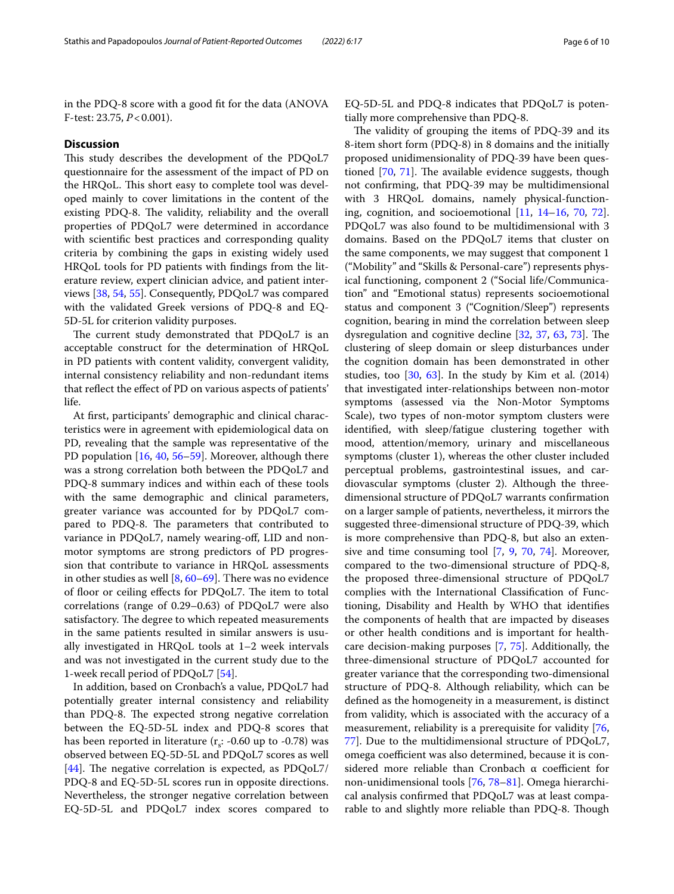in the PDQ-8 score with a good fit for the data (ANOVA F-test: 23.75, $P < 0.001$).

## Discussion

This study describes the development of the PDQoL7 questionnaire for the assessment of the impact of PD on the HRQoL. This short easy to complete tool was developed mainly to cover limitations in the content of the existing PDQ-8. The validity, reliability and the overall properties of PDQoL7 were determined in accordance with scientific best practices and corresponding quality criteria by combining the gaps in existing widely used HRQoL tools for PD patients with findings from the literature review, expert clinician advice, and patient interviews [38, 54, 55]. Consequently, PDQoL7 was compared with the validated Greek versions of PDQ-8 and EQ-5D-5L for criterion validity purposes.

The current study demonstrated that PDQoL7 is an acceptable construct for the determination of HRQoL in PD patients with content validity, convergent validity, internal consistency reliability and non-redundant items that reflect the effect of PD on various aspects of patients' life.

At first, participants' demographic and clinical characteristics were in agreement with epidemiological data on PD, revealing that the sample was representative of the PD population [16, 40, 56–59]. Moreover, although there was a strong correlation both between the PDQoL7 and PDQ-8 summary indices and within each of these tools with the same demographic and clinical parameters, greater variance was accounted for by PDQoL7 compared to PDQ-8. The parameters that contributed to variance in PDQoL7, namely wearing-off, LID and non-motor symptoms are strong predictors of PD progression that contribute to variance in HRQoL assessments in other studies as well [8, 60–69]. There was no evidence of floor or ceiling effects for PDQoL7. The item to total correlations (range of 0.29–0.63) of PDQoL7 were also satisfactory. The degree to which repeated measurements in the same patients resulted in similar answers is usually investigated in HRQoL tools at 1–2 week intervals and was not investigated in the current study due to the 1-week recall period of PDQoL7 [54].

In addition, based on Cronbach's a value, PDQoL7 had potentially greater internal consistency and reliability than PDQ-8. The expected strong negative correlation between the EQ-5D-5L index and PDQ-8 scores that has been reported in literature ($r_s$: -0.60 up to -0.78) was observed between EQ-5D-5L and PDQoL7 scores as well [44]. The negative correlation is expected, as PDQoL7/PDQ-8 and EQ-5D-5L scores run in opposite directions. Nevertheless, the stronger negative correlation between EQ-5D-5L and PDQoL7 index scores compared to EQ-5D-5L and PDQ-8 indicates that PDQoL7 is potentially more comprehensive than PDQ-8.

The validity of grouping the items of PDQ-39 and its 8-item short form (PDQ-8) in 8 domains and the initially proposed unidimensionality of PDQ-39 have been questioned [70, 71]. The available evidence suggests, though not confirming, that PDQ-39 may be multidimensional with 3 HRQoL domains, namely physical-functioning, cognition, and socioemotional [11, 14–16, 70, 72]. PDQoL7 was also found to be multidimensional with 3 domains. Based on the PDQoL7 items that cluster on the same components, we may suggest that component 1 ("Mobility" and "Skills & Personal-care") represents physical functioning, component 2 ("Social life/Communication" and "Emotional status) represents socioemotional status and component 3 ("Cognition/Sleep") represents cognition, bearing in mind the correlation between sleep dysregulation and cognitive decline [32, 37, 63, 73]. The clustering of sleep domain or sleep disturbances under the cognition domain has been demonstrated in other studies, too [30, 63]. In the study by Kim et al. (2014) that investigated inter-relationships between non-motor symptoms (assessed via the Non-Motor Symptoms Scale), two types of non-motor symptom clusters were identified, with sleep/fatigue clustering together with mood, attention/memory, urinary and miscellaneous symptoms (cluster 1), whereas the other cluster included perceptual problems, gastrointestinal issues, and cardiovascular symptoms (cluster 2). Although the three-dimensional structure of PDQoL7 warrants confirmation on a larger sample of patients, nevertheless, it mirrors the suggested three-dimensional structure of PDQ-39, which is more comprehensive than PDQ-8, but also an extensive and time consuming tool [7, 9, 70, 74]. Moreover, compared to the two-dimensional structure of PDQ-8, the proposed three-dimensional structure of PDQoL7 complies with the International Classification of Functioning, Disability and Health by WHO that identifies the components of health that are impacted by diseases or other health conditions and is important for healthcare decision-making purposes [7, 75]. Additionally, the three-dimensional structure of PDQoL7 accounted for greater variance that the corresponding two-dimensional structure of PDQ-8. Although reliability, which can be defined as the homogeneity in a measurement, is distinct from validity, which is associated with the accuracy of a measurement, reliability is a prerequisite for validity [76, 77]. Due to the multidimensional structure of PDQoL7, omega coefficient was also determined, because it is considered more reliable than Cronbach α coefficient for non-unidimensional tools [76, 78–81]. Omega hierarchical analysis confirmed that PDQoL7 was at least comparable to and slightly more reliable than PDQ-8. Though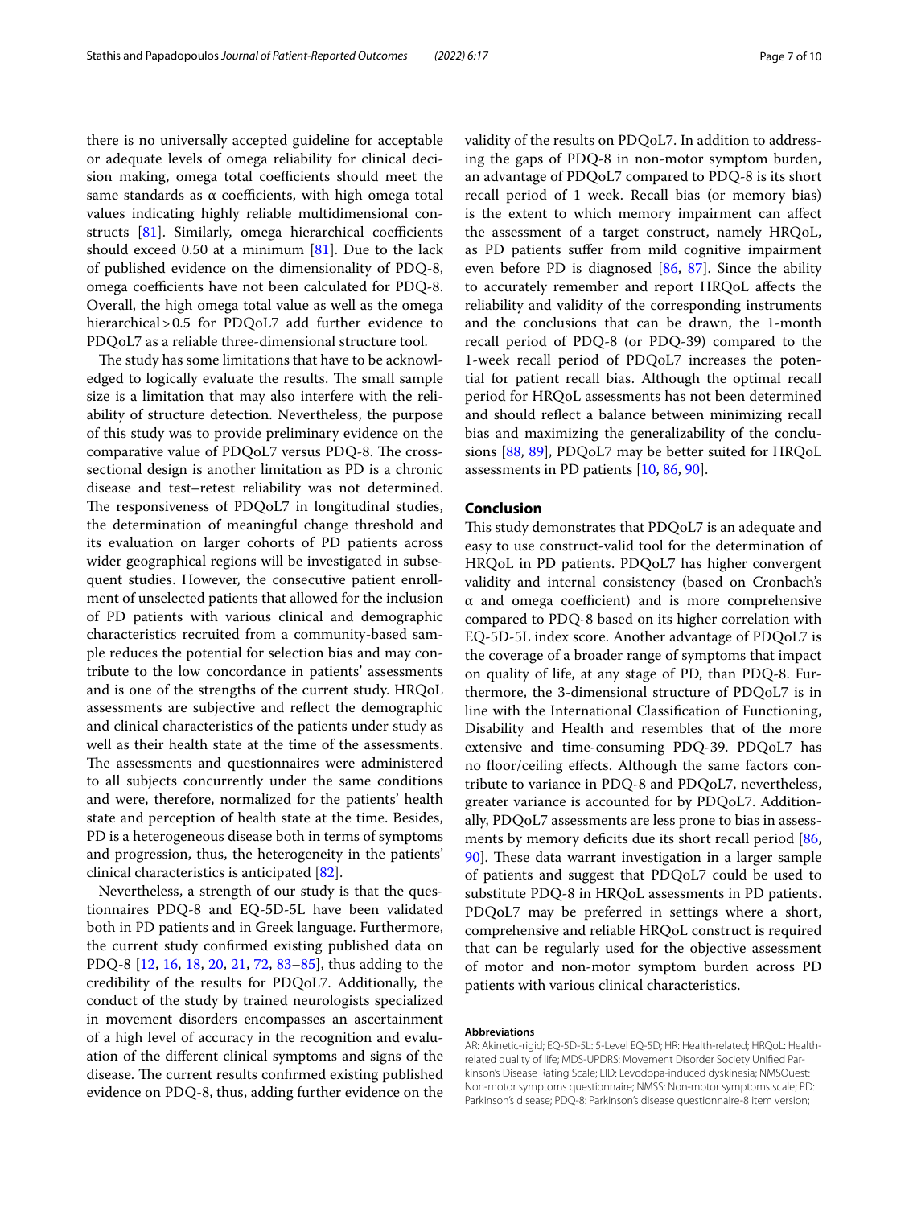there is no universally accepted guideline for acceptable or adequate levels of omega reliability for clinical decision making, omega total coefficients should meet the same standards as α coefficients, with high omega total values indicating highly reliable multidimensional constructs [81]. Similarly, omega hierarchical coefficients should exceed 0.50 at a minimum [81]. Due to the lack of published evidence on the dimensionality of PDQ-8, omega coefficients have not been calculated for PDQ-8. Overall, the high omega total value as well as the omega hierarchical > 0.5 for PDQoL7 add further evidence to PDQoL7 as a reliable three-dimensional structure tool.

The study has some limitations that have to be acknowledged to logically evaluate the results. The small sample size is a limitation that may also interfere with the reliability of structure detection. Nevertheless, the purpose of this study was to provide preliminary evidence on the comparative value of PDQoL7 versus PDQ-8. The cross-sectional design is another limitation as PD is a chronic disease and test–retest reliability was not determined. The responsiveness of PDQoL7 in longitudinal studies, the determination of meaningful change threshold and its evaluation on larger cohorts of PD patients across wider geographical regions will be investigated in subsequent studies. However, the consecutive patient enrollment of unselected patients that allowed for the inclusion of PD patients with various clinical and demographic characteristics recruited from a community-based sample reduces the potential for selection bias and may contribute to the low concordance in patients' assessments and is one of the strengths of the current study. HRQoL assessments are subjective and reflect the demographic and clinical characteristics of the patients under study as well as their health state at the time of the assessments. The assessments and questionnaires were administered to all subjects concurrently under the same conditions and were, therefore, normalized for the patients' health state and perception of health state at the time. Besides, PD is a heterogeneous disease both in terms of symptoms and progression, thus, the heterogeneity in the patients' clinical characteristics is anticipated [82].

Nevertheless, a strength of our study is that the questionnaires PDQ-8 and EQ-5D-5L have been validated both in PD patients and in Greek language. Furthermore, the current study confirmed existing published data on PDQ-8 [12, 16, 18, 20, 21, 72, 83–85], thus adding to the credibility of the results for PDQoL7. Additionally, the conduct of the study by trained neurologists specialized in movement disorders encompasses an ascertainment of a high level of accuracy in the recognition and evaluation of the different clinical symptoms and signs of the disease. The current results confirmed existing published evidence on PDQ-8, thus, adding further evidence on the validity of the results on PDQoL7. In addition to addressing the gaps of PDQ-8 in non-motor symptom burden, an advantage of PDQoL7 compared to PDQ-8 is its short recall period of 1 week. Recall bias (or memory bias) is the extent to which memory impairment can affect the assessment of a target construct, namely HRQoL, as PD patients suffer from mild cognitive impairment even before PD is diagnosed [86, 87]. Since the ability to accurately remember and report HRQoL affects the reliability and validity of the corresponding instruments and the conclusions that can be drawn, the 1-month recall period of PDQ-8 (or PDQ-39) compared to the 1-week recall period of PDQoL7 increases the potential for patient recall bias. Although the optimal recall period for HRQoL assessments has not been determined and should reflect a balance between minimizing recall bias and maximizing the generalizability of the conclusions [88, 89], PDQoL7 may be better suited for HRQoL assessments in PD patients [10, 86, 90].

## Conclusion

This study demonstrates that PDQoL7 is an adequate and easy to use construct-valid tool for the determination of HRQoL in PD patients. PDQoL7 has higher convergent validity and internal consistency (based on Cronbach's α and omega coefficient) and is more comprehensive compared to PDQ-8 based on its higher correlation with EQ-5D-5L index score. Another advantage of PDQoL7 is the coverage of a broader range of symptoms that impact on quality of life, at any stage of PD, than PDQ-8. Furthermore, the 3-dimensional structure of PDQoL7 is in line with the International Classification of Functioning, Disability and Health and resembles that of the more extensive and time-consuming PDQ-39. PDQoL7 has no floor/ceiling effects. Although the same factors contribute to variance in PDQ-8 and PDQoL7, nevertheless, greater variance is accounted for by PDQoL7. Additionally, PDQoL7 assessments are less prone to bias in assessments by memory deficits due its short recall period [86, 90]. These data warrant investigation in a larger sample of patients and suggest that PDQoL7 could be used to substitute PDQ-8 in HRQoL assessments in PD patients. PDQoL7 may be preferred in settings where a short, comprehensive and reliable HRQoL construct is required that can be regularly used for the objective assessment of motor and non-motor symptom burden across PD patients with various clinical characteristics.

#### Abbreviations

AR: Akinetic-rigid; EQ-5D-5L: 5-Level EQ-5D; HR: Health-related; HRQoL: Health-related quality of life; MDS-UPDRS: Movement Disorder Society Unified Parkinson's Disease Rating Scale; LID: Levodopa-induced dyskinesia; NMSQuest: Non-motor symptoms questionnaire; NMSS: Non-motor symptoms scale; PD: Parkinson's disease; PDQ-8: Parkinson's disease questionnaire-8 item version;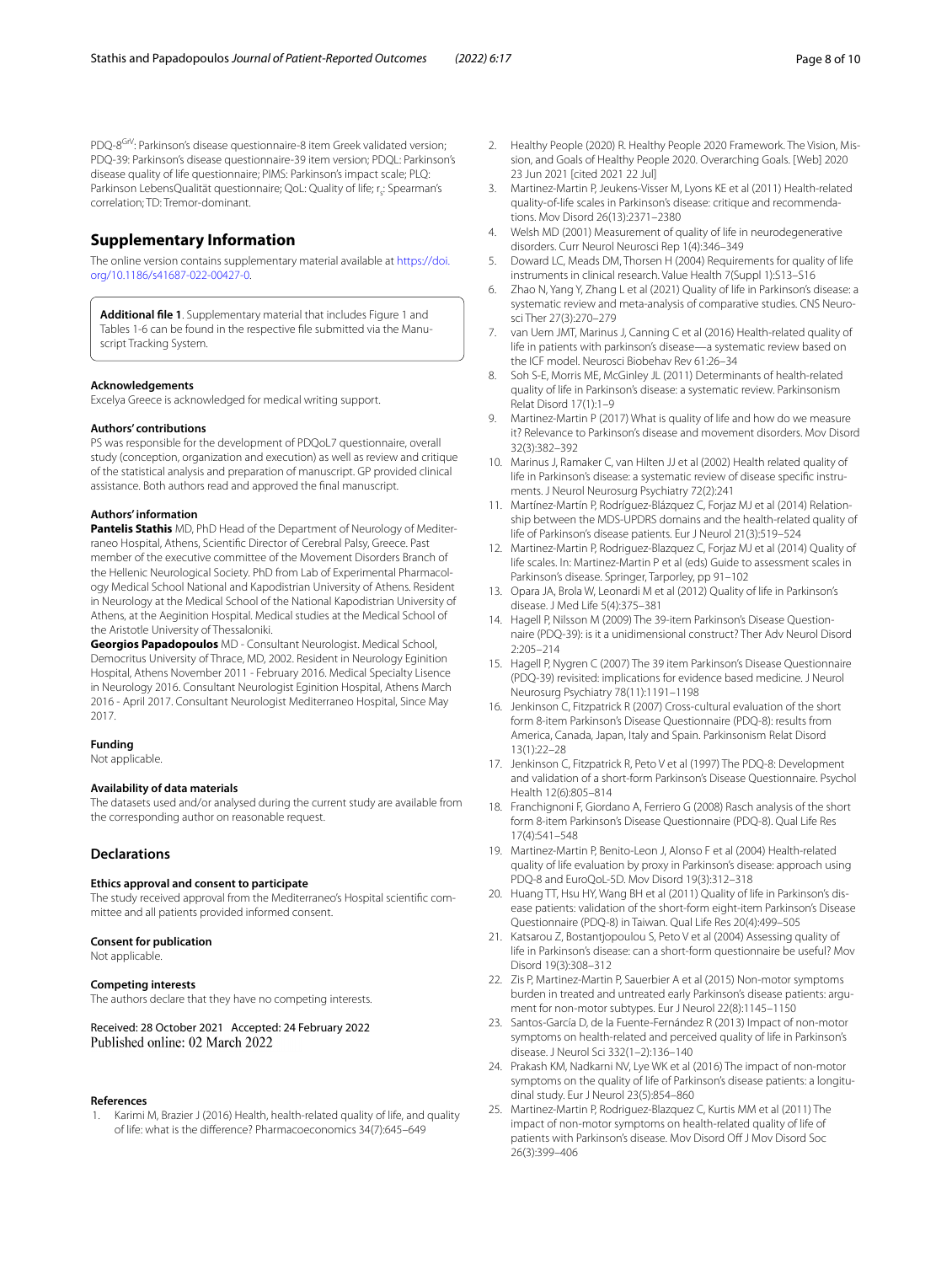PDQ-8[GrV]: Parkinson's disease questionnaire-8 item Greek validated version; PDQ-39: Parkinson's disease questionnaire-39 item version; PDQL: Parkinson's disease quality of life questionnaire; PIMS: Parkinson's impact scale; PLQ: Parkinson LebensQualität questionnaire; QoL: Quality of life; $r_s$: Spearman's correlation; TD: Tremor-dominant.

## Supplementary Information

The online version contains supplementary material available at https://doi.org/10.1186/s41687-022-00427-0.

**Additional file 1**. Supplementary material that includes Figure 1 and Tables 1-6 can be found in the respective file submitted via the Manuscript Tracking System.

#### Acknowledgements

Excelya Greece is acknowledged for medical writing support.

#### Authors' contributions

PS was responsible for the development of PDQoL7 questionnaire, overall study (conception, organization and execution) as well as review and critique of the statistical analysis and preparation of manuscript. GP provided clinical assistance. Both authors read and approved the final manuscript.

#### Authors' information

**Pantelis Stathis** MD, PhD Head of the Department of Neurology of Mediterraneo Hospital, Athens, Scientific Director of Cerebral Palsy, Greece. Past member of the executive committee of the Movement Disorders Branch of the Hellenic Neurological Society. PhD from Lab of Experimental Pharmacology Medical School National and Kapodistrian University of Athens. Resident in Neurology at the Medical School of the National Kapodistrian University of Athens, at the Aeginition Hospital. Medical studies at the Medical School of the Aristotle University of Thessaloniki.

**Georgios Papadopoulos** MD - Consultant Neurologist. Medical School, Democritus University of Thrace, MD, 2002. Resident in Neurology Eginition Hospital, Athens November 2011 - February 2016. Medical Specialty Lisence in Neurology 2016. Consultant Neurologist Eginition Hospital, Athens March 2016 - April 2017. Consultant Neurologist Mediterraneo Hospital, Since May 2017.

#### Funding

Not applicable.

#### Availability of data materials

The datasets used and/or analysed during the current study are available from the corresponding author on reasonable request.

### Declarations

#### Ethics approval and consent to participate

The study received approval from the Mediterraneo's Hospital scientific committee and all patients provided informed consent.

#### Consent for publication

Not applicable.

#### Competing interests

The authors declare that they have no competing interests.

Received: 28 October 2021 Accepted: 24 February 2022
Published online: 02 March 2022

#### References

1. Karimi M, Brazier J (2016) Health, health-related quality of life, and quality of life: what is the difference? Pharmacoeconomics 34(7):645–649
2. Healthy People (2020) R. Healthy People 2020 Framework. The Vision, Mission, and Goals of Healthy People 2020. Overarching Goals. [Web] 2020 23 Jun 2021 [cited 2021 22 Jul]
3. Martinez-Martin P, Jeukens-Visser M, Lyons KE et al (2011) Health-related quality-of-life scales in Parkinson's disease: critique and recommendations. Mov Disord 26(13):2371–2380
4. Welsh MD (2001) Measurement of quality of life in neurodegenerative disorders. Curr Neurol Neurosci Rep 1(4):346–349
5. Doward LC, Meads DM, Thorsen H (2004) Requirements for quality of life instruments in clinical research. Value Health 7(Suppl 1):S13–S16
6. Zhao N, Yang Y, Zhang L et al (2021) Quality of life in Parkinson's disease: a systematic review and meta-analysis of comparative studies. CNS Neurosci Ther 27(3):270–279
7. van Uem JMT, Marinus J, Canning C et al (2016) Health-related quality of life in patients with parkinson's disease—a systematic review based on the ICF model. Neurosci Biobehav Rev 61:26–34
8. Soh S-E, Morris ME, McGinley JL (2011) Determinants of health-related quality of life in Parkinson's disease: a systematic review. Parkinsonism Relat Disord 17(1):1–9
9. Martinez-Martin P (2017) What is quality of life and how do we measure it? Relevance to Parkinson's disease and movement disorders. Mov Disord 32(3):382–392
10. Marinus J, Ramaker C, van Hilten JJ et al (2002) Health related quality of life in Parkinson's disease: a systematic review of disease specific instruments. J Neurol Neurosurg Psychiatry 72(2):241
11. Martínez-Martín P, Rodríguez-Blázquez C, Forjaz MJ et al (2014) Relationship between the MDS-UPDRS domains and the health-related quality of life of Parkinson's disease patients. Eur J Neurol 21(3):519–524
12. Martinez-Martin P, Rodriguez-Blazquez C, Forjaz MJ et al (2014) Quality of life scales. In: Martinez-Martin P et al (eds) Guide to assessment scales in Parkinson's disease. Springer, Tarporley, pp 91–102
13. Opara JA, Brola W, Leonardi M et al (2012) Quality of life in Parkinson's disease. J Med Life 5(4):375–381
14. Hagell P, Nilsson M (2009) The 39-item Parkinson's Disease Questionnaire (PDQ-39): is it a unidimensional construct? Ther Adv Neurol Disord 2:205–214
15. Hagell P, Nygren C (2007) The 39 item Parkinson's Disease Questionnaire (PDQ-39) revisited: implications for evidence based medicine. J Neurol Neurosurg Psychiatry 78(11):1191–1198
16. Jenkinson C, Fitzpatrick R (2007) Cross-cultural evaluation of the short form 8-item Parkinson's Disease Questionnaire (PDQ-8): results from America, Canada, Japan, Italy and Spain. Parkinsonism Relat Disord 13(1):22–28
17. Jenkinson C, Fitzpatrick R, Peto V et al (1997) The PDQ-8: Development and validation of a short-form Parkinson's Disease Questionnaire. Psychol Health 12(6):805–814
18. Franchignoni F, Giordano A, Ferriero G (2008) Rasch analysis of the short form 8-item Parkinson's Disease Questionnaire (PDQ-8). Qual Life Res 17(4):541–548
19. Martinez-Martin P, Benito-Leon J, Alonso F et al (2004) Health-related quality of life evaluation by proxy in Parkinson's disease: approach using PDQ-8 and EuroQoL-5D. Mov Disord 19(3):312–318
20. Huang TT, Hsu HY, Wang BH et al (2011) Quality of life in Parkinson's disease patients: validation of the short-form eight-item Parkinson's Disease Questionnaire (PDQ-8) in Taiwan. Qual Life Res 20(4):499–505
21. Katsarou Z, Bostantjopoulou S, Peto V et al (2004) Assessing quality of life in Parkinson's disease: can a short-form questionnaire be useful? Mov Disord 19(3):308–312
22. Zis P, Martinez-Martin P, Sauerbier A et al (2015) Non-motor symptoms burden in treated and untreated early Parkinson's disease patients: argument for non-motor subtypes. Eur J Neurol 22(8):1145–1150
23. Santos-García D, de la Fuente-Fernández R (2013) Impact of non-motor symptoms on health-related and perceived quality of life in Parkinson's disease. J Neurol Sci 332(1–2):136–140
24. Prakash KM, Nadkarni NV, Lye WK et al (2016) The impact of non-motor symptoms on the quality of life of Parkinson's disease patients: a longitudinal study. Eur J Neurol 23(5):854–860
25. Martinez-Martin P, Rodriguez-Blazquez C, Kurtis MM et al (2011) The impact of non-motor symptoms on health-related quality of life of patients with Parkinson's disease. Mov Disord Off J Mov Disord Soc 26(3):399–406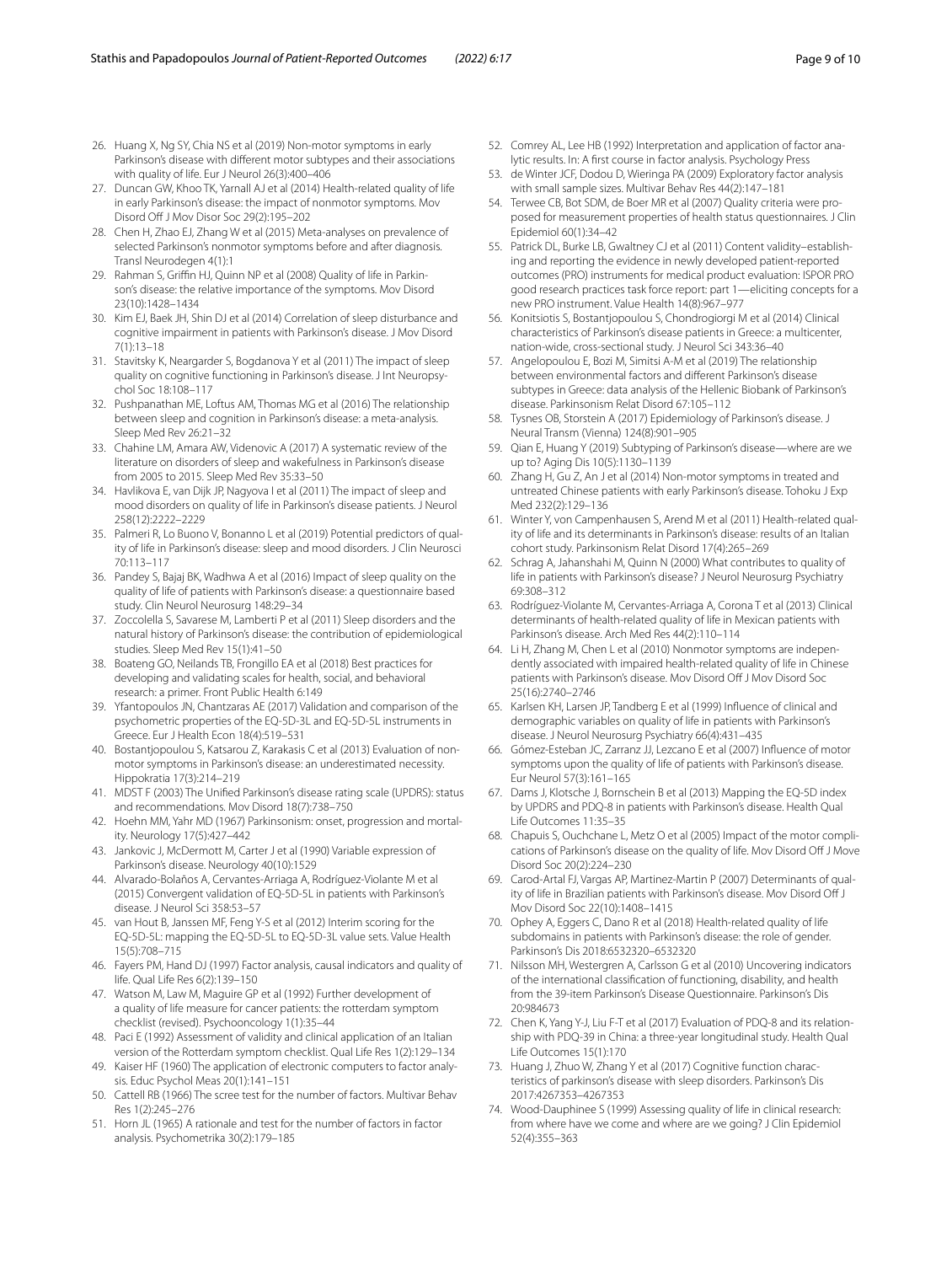26. Huang X, Ng SY, Chia NS et al (2019) Non-motor symptoms in early Parkinson's disease with different motor subtypes and their associations with quality of life. Eur J Neurol 26(3):400–406
27. Duncan GW, Khoo TK, Yarnall AJ et al (2014) Health-related quality of life in early Parkinson's disease: the impact of nonmotor symptoms. Mov Disord Off J Mov Disor Soc 29(2):195–202
28. Chen H, Zhao EJ, Zhang W et al (2015) Meta-analyses on prevalence of selected Parkinson's nonmotor symptoms before and after diagnosis. Transl Neurodegen 4(1):1
29. Rahman S, Griffin HJ, Quinn NP et al (2008) Quality of life in Parkinson's disease: the relative importance of the symptoms. Mov Disord 23(10):1428–1434
30. Kim EJ, Baek JH, Shin DJ et al (2014) Correlation of sleep disturbance and cognitive impairment in patients with Parkinson's disease. J Mov Disord 7(1):13–18
31. Stavitsky K, Neargarder S, Bogdanova Y et al (2011) The impact of sleep quality on cognitive functioning in Parkinson's disease. J Int Neuropsychol Soc 18:108–117
32. Pushpanathan ME, Loftus AM, Thomas MG et al (2016) The relationship between sleep and cognition in Parkinson's disease: a meta-analysis. Sleep Med Rev 26:21–32
33. Chahine LM, Amara AW, Videnovic A (2017) A systematic review of the literature on disorders of sleep and wakefulness in Parkinson's disease from 2005 to 2015. Sleep Med Rev 35:33–50
34. Havlikova E, van Dijk JP, Nagyova I et al (2011) The impact of sleep and mood disorders on quality of life in Parkinson's disease patients. J Neurol 258(12):2222–2229
35. Palmeri R, Lo Buono V, Bonanno L et al (2019) Potential predictors of quality of life in Parkinson's disease: sleep and mood disorders. J Clin Neurosci 70:113–117
36. Pandey S, Bajaj BK, Wadhwa A et al (2016) Impact of sleep quality on the quality of life of patients with Parkinson's disease: a questionnaire based study. Clin Neurol Neurosurg 148:29–34
37. Zoccolella S, Savarese M, Lamberti P et al (2011) Sleep disorders and the natural history of Parkinson's disease: the contribution of epidemiological studies. Sleep Med Rev 15(1):41–50
38. Boateng GO, Neilands TB, Frongillo EA et al (2018) Best practices for developing and validating scales for health, social, and behavioral research: a primer. Front Public Health 6:149
39. Yfantopoulos JN, Chantzaras AE (2017) Validation and comparison of the psychometric properties of the EQ-5D-3L and EQ-5D-5L instruments in Greece. Eur J Health Econ 18(4):519–531
40. Bostantjopoulou S, Katsarou Z, Karakasis C et al (2013) Evaluation of non-motor symptoms in Parkinson's disease: an underestimated necessity. Hippokratia 17(3):214–219
41. MDST F (2003) The Unified Parkinson's disease rating scale (UPDRS): status and recommendations. Mov Disord 18(7):738–750
42. Hoehn MM, Yahr MD (1967) Parkinsonism: onset, progression and mortality. Neurology 17(5):427–442
43. Jankovic J, McDermott M, Carter J et al (1990) Variable expression of Parkinson's disease. Neurology 40(10):1529
44. Alvarado-Bolaños A, Cervantes-Arriaga A, Rodríguez-Violante M et al (2015) Convergent validation of EQ-5D-5L in patients with Parkinson's disease. J Neurol Sci 358:53–57
45. van Hout B, Janssen MF, Feng Y-S et al (2012) Interim scoring for the EQ-5D-5L: mapping the EQ-5D-5L to EQ-5D-3L value sets. Value Health 15(5):708–715
46. Fayers PM, Hand DJ (1997) Factor analysis, causal indicators and quality of life. Qual Life Res 6(2):139–150
47. Watson M, Law M, Maguire GP et al (1992) Further development of a quality of life measure for cancer patients: the rotterdam symptom checklist (revised). Psychooncology 1(1):35–44
48. Paci E (1992) Assessment of validity and clinical application of an Italian version of the Rotterdam symptom checklist. Qual Life Res 1(2):129–134
49. Kaiser HF (1960) The application of electronic computers to factor analysis. Educ Psychol Meas 20(1):141–151
50. Cattell RB (1966) The scree test for the number of factors. Multivar Behav Res 1(2):245–276
51. Horn JL (1965) A rationale and test for the number of factors in factor analysis. Psychometrika 30(2):179–185
52. Comrey AL, Lee HB (1992) Interpretation and application of factor analytic results. In: A first course in factor analysis. Psychology Press
53. de Winter JCF, Dodou D, Wieringa PA (2009) Exploratory factor analysis with small sample sizes. Multivar Behav Res 44(2):147–181
54. Terwee CB, Bot SDM, de Boer MR et al (2007) Quality criteria were proposed for measurement properties of health status questionnaires. J Clin Epidemiol 60(1):34–42
55. Patrick DL, Burke LB, Gwaltney CJ et al (2011) Content validity–establishing and reporting the evidence in newly developed patient-reported outcomes (PRO) instruments for medical product evaluation: ISPOR PRO good research practices task force report: part 1—eliciting concepts for a new PRO instrument. Value Health 14(8):967–977
56. Konitsiotis S, Bostantjopoulou S, Chondrogiorgi M et al (2014) Clinical characteristics of Parkinson's disease patients in Greece: a multicenter, nation-wide, cross-sectional study. J Neurol Sci 343:36–40
57. Angelopoulou E, Bozi M, Simitsi A-M et al (2019) The relationship between environmental factors and different Parkinson's disease subtypes in Greece: data analysis of the Hellenic Biobank of Parkinson's disease. Parkinsonism Relat Disord 67:105–112
58. Tysnes OB, Storstein A (2017) Epidemiology of Parkinson's disease. J Neural Transm (Vienna) 124(8):901–905
59. Qian E, Huang Y (2019) Subtyping of Parkinson's disease—where are we up to? Aging Dis 10(5):1130–1139
60. Zhang H, Gu Z, An J et al (2014) Non-motor symptoms in treated and untreated Chinese patients with early Parkinson's disease. Tohoku J Exp Med 232(2):129–136
61. Winter Y, von Campenhausen S, Arend M et al (2011) Health-related quality of life and its determinants in Parkinson's disease: results of an Italian cohort study. Parkinsonism Relat Disord 17(4):265–269
62. Schrag A, Jahanshahi M, Quinn N (2000) What contributes to quality of life in patients with Parkinson's disease? J Neurol Neurosurg Psychiatry 69:308–312
63. Rodríguez-Violante M, Cervantes-Arriaga A, Corona T et al (2013) Clinical determinants of health-related quality of life in Mexican patients with Parkinson's disease. Arch Med Res 44(2):110–114
64. Li H, Zhang M, Chen L et al (2010) Nonmotor symptoms are independently associated with impaired health-related quality of life in Chinese patients with Parkinson's disease. Mov Disord Off J Mov Disord Soc 25(16):2740–2746
65. Karlsen KH, Larsen JP, Tandberg E et al (1999) Influence of clinical and demographic variables on quality of life in patients with Parkinson's disease. J Neurol Neurosurg Psychiatry 66(4):431–435
66. Gómez-Esteban JC, Zarranz JJ, Lezcano E et al (2007) Influence of motor symptoms upon the quality of life of patients with Parkinson's disease. Eur Neurol 57(3):161–165
67. Dams J, Klotsche J, Bornschein B et al (2013) Mapping the EQ-5D index by UPDRS and PDQ-8 in patients with Parkinson's disease. Health Qual Life Outcomes 11:35–35
68. Chapuis S, Ouchchane L, Metz O et al (2005) Impact of the motor complications of Parkinson's disease on the quality of life. Mov Disord Off J Move Disord Soc 20(2):224–230
69. Carod-Artal FJ, Vargas AP, Martinez-Martin P (2007) Determinants of quality of life in Brazilian patients with Parkinson's disease. Mov Disord Off J Mov Disord Soc 22(10):1408–1415
70. Ophey A, Eggers C, Dano R et al (2018) Health-related quality of life subdomains in patients with Parkinson's disease: the role of gender. Parkinson's Dis 2018:6532320–6532320
71. Nilsson MH, Westergren A, Carlsson G et al (2010) Uncovering indicators of the international classification of functioning, disability, and health from the 39-item Parkinson's Disease Questionnaire. Parkinson's Dis 20:984673
72. Chen K, Yang Y-J, Liu F-T et al (2017) Evaluation of PDQ-8 and its relationship with PDQ-39 in China: a three-year longitudinal study. Health Qual Life Outcomes 15(1):170
73. Huang J, Zhuo W, Zhang Y et al (2017) Cognitive function characteristics of parkinson's disease with sleep disorders. Parkinson's Dis 2017:4267353–4267353
74. Wood-Dauphinee S (1999) Assessing quality of life in clinical research: from where have we come and where are we going? J Clin Epidemiol 52(4):355–363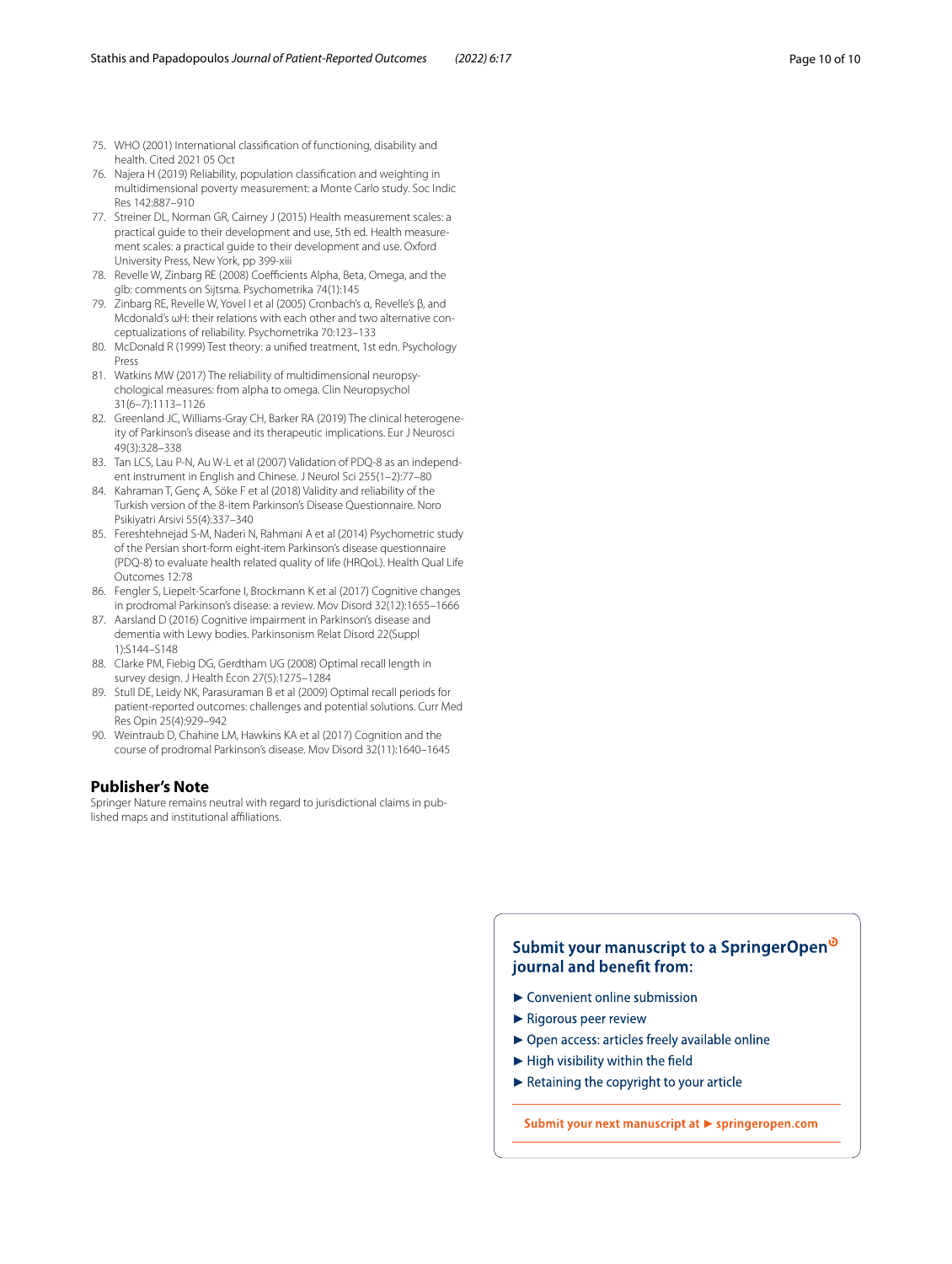75. WHO (2001) International classification of functioning, disability and health. Cited 2021 05 Oct
76. Najera H (2019) Reliability, population classification and weighting in multidimensional poverty measurement: a Monte Carlo study. Soc Indic Res 142:887–910
77. Streiner DL, Norman GR, Cairney J (2015) Health measurement scales: a practical guide to their development and use, 5th ed. Health measurement scales: a practical guide to their development and use. Oxford University Press, New York, pp 399-xiii
78. Revelle W, Zinbarg RE (2008) Coefficients Alpha, Beta, Omega, and the glb: comments on Sijtsma. Psychometrika 74(1):145
79. Zinbarg RE, Revelle W, Yovel I et al (2005) Cronbach's α, Revelle's β, and Mcdonald's ωH: their relations with each other and two alternative conceptualizations of reliability. Psychometrika 70:123–133
80. McDonald R (1999) Test theory: a unified treatment, 1st edn. Psychology Press
81. Watkins MW (2017) The reliability of multidimensional neuropsychological measures: from alpha to omega. Clin Neuropsychol 31(6–7):1113–1126
82. Greenland JC, Williams-Gray CH, Barker RA (2019) The clinical heterogeneity of Parkinson's disease and its therapeutic implications. Eur J Neurosci 49(3):328–338
83. Tan LCS, Lau P-N, Au W-L et al (2007) Validation of PDQ-8 as an independent instrument in English and Chinese. J Neurol Sci 255(1–2):77–80
84. Kahraman T, Genç A, Söke F et al (2018) Validity and reliability of the Turkish version of the 8-item Parkinson's Disease Questionnaire. Noro Psikiyatri Arsivi 55(4):337–340
85. Fereshtehnejad S-M, Naderi N, Rahmani A et al (2014) Psychometric study of the Persian short-form eight-item Parkinson's disease questionnaire (PDQ-8) to evaluate health related quality of life (HRQoL). Health Qual Life Outcomes 12:78
86. Fengler S, Liepelt-Scarfone I, Brockmann K et al (2017) Cognitive changes in prodromal Parkinson's disease: a review. Mov Disord 32(12):1655–1666
87. Aarsland D (2016) Cognitive impairment in Parkinson's disease and dementia with Lewy bodies. Parkinsonism Relat Disord 22(Suppl 1):S144–S148
88. Clarke PM, Fiebig DG, Gerdtham UG (2008) Optimal recall length in survey design. J Health Econ 27(5):1275–1284
89. Stull DE, Leidy NK, Parasuraman B et al (2009) Optimal recall periods for patient-reported outcomes: challenges and potential solutions. Curr Med Res Opin 25(4):929–942
90. Weintraub D, Chahine LM, Hawkins KA et al (2017) Cognition and the course of prodromal Parkinson's disease. Mov Disord 32(11):1640–1645

## Publisher's Note

Springer Nature remains neutral with regard to jurisdictional claims in published maps and institutional affiliations.

**Submit your manuscript to a SpringerOpen journal and benefit from:**

- ► Convenient online submission
- ► Rigorous peer review
- ► Open access: articles freely available online
- ► High visibility within the field
- ► Retaining the copyright to your article

**Submit your next manuscript at ► springeropen.com**